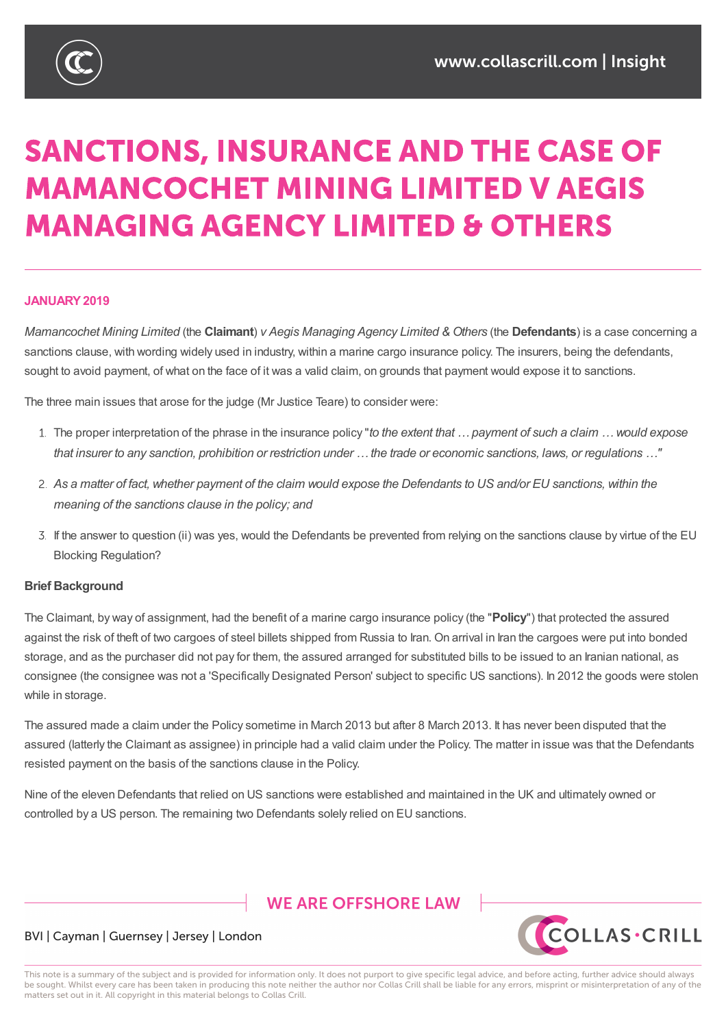# SANCTIONS, INSURANCE AND THE CASE OF MAMANCOCHET MINING LIMITED V AEGIS MANAGING AGENCY LIMITED & OTHERS

**JANUARY 2019**

*Mamancochet Mining Limited* (the **Claimant**) *v Aegis Managing Agency Limited & Others* (the **Defendants**) is a case concerning a sanctions clause, with wording widely used in industry, within a marine cargo insurance policy. The insurers, being the defendants, sought to avoid payment, of what on the face of it was a valid claim, on grounds that payment would expose it to sanctions.

The three main issues that arose for the judge (Mr Justice Teare) to consider were:

1. The proper interpretation of the phrase in the insurance policy "*to the extent that … payment of such a claim … would expose that insurer to any sanction, prohibition or restriction under … the trade or economic sanctions, laws, or regulations …*"
2. *As a matter of fact, whether payment of the claim would expose the Defendants to US and/or EU sanctions, within the meaning of the sanctions clause in the policy; and*
3. If the answer to question (ii) was yes, would the Defendants be prevented from relying on the sanctions clause by virtue of the EU Blocking Regulation?

**Brief Background**

The Claimant, by way of assignment, had the benefit of a marine cargo insurance policy (the "**Policy**") that protected the assured against the risk of theft of two cargoes of steel billets shipped from Russia to Iran. On arrival in Iran the cargoes were put into bonded storage, and as the purchaser did not pay for them, the assured arranged for substituted bills to be issued to an Iranian national, as consignee (the consignee was not a 'Specifically Designated Person' subject to specific US sanctions). In 2012 the goods were stolen while in storage.

The assured made a claim under the Policy sometime in March 2013 but after 8 March 2013. It has never been disputed that the assured (latterly the Claimant as assignee) in principle had a valid claim under the Policy. The matter in issue was that the Defendants resisted payment on the basis of the sanctions clause in the Policy.

Nine of the eleven Defendants that relied on US sanctions were established and maintained in the UK and ultimately owned or controlled by a US person. The remaining two Defendants solely relied on EU sanctions.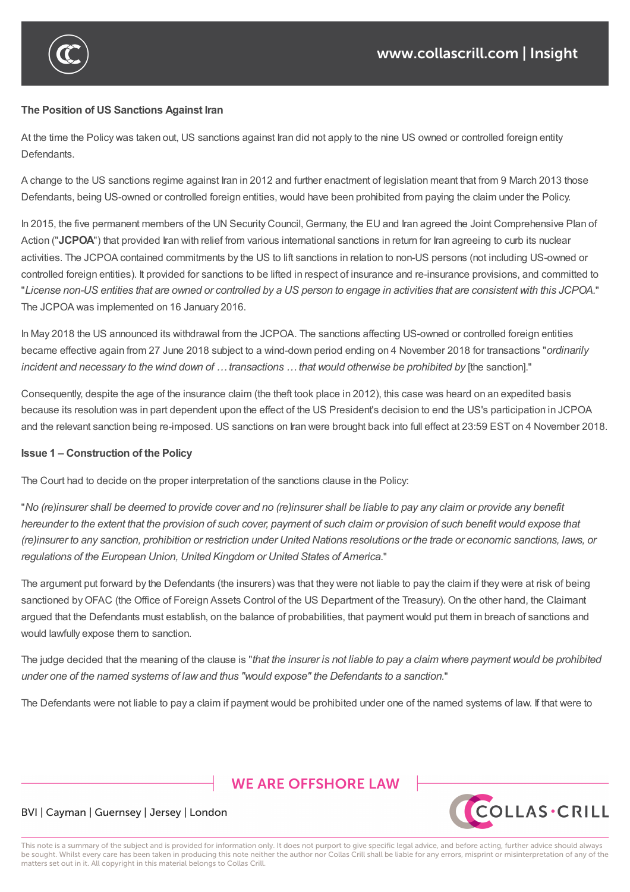**The Position of US Sanctions Against Iran**

At the time the Policy was taken out, US sanctions against Iran did not apply to the nine US owned or controlled foreign entity Defendants.

A change to the US sanctions regime against Iran in 2012 and further enactment of legislation meant that from 9 March 2013 those Defendants, being US-owned or controlled foreign entities, would have been prohibited from paying the claim under the Policy.

In 2015, the five permanent members of the UN Security Council, Germany, the EU and Iran agreed the Joint Comprehensive Plan of Action ("**JCPOA**") that provided Iran with relief from various international sanctions in return for Iran agreeing to curb its nuclear activities. The JCPOA contained commitments by the US to lift sanctions in relation to non-US persons (not including US-owned or controlled foreign entities). It provided for sanctions to be lifted in respect of insurance and re-insurance provisions, and committed to "*License non-US entities that are owned or controlled by a US person to engage in activities that are consistent with this JCPOA.*" The JCPOA was implemented on 16 January 2016.

In May 2018 the US announced its withdrawal from the JCPOA. The sanctions affecting US-owned or controlled foreign entities became effective again from 27 June 2018 subject to a wind-down period ending on 4 November 2018 for transactions "*ordinarily incident and necessary to the wind down of … transactions … that would otherwise be prohibited by* [the sanction]."

Consequently, despite the age of the insurance claim (the theft took place in 2012), this case was heard on an expedited basis because its resolution was in part dependent upon the effect of the US President's decision to end the US's participation in JCPOA and the relevant sanction being re-imposed. US sanctions on Iran were brought back into full effect at 23:59 EST on 4 November 2018.

**Issue 1 – Construction of the Policy**

The Court had to decide on the proper interpretation of the sanctions clause in the Policy:

"*No (re)insurer shall be deemed to provide cover and no (re)insurer shall be liable to pay any claim or provide any benefit hereunder to the extent that the provision of such cover, payment of such claim or provision of such benefit would expose that (re)insurer to any sanction, prohibition or restriction under United Nations resolutions or the trade or economic sanctions, laws, or regulations of the European Union, United Kingdom or United States of America.*"

The argument put forward by the Defendants (the insurers) was that they were not liable to pay the claim if they were at risk of being sanctioned by OFAC (the Office of Foreign Assets Control of the US Department of the Treasury). On the other hand, the Claimant argued that the Defendants must establish, on the balance of probabilities, that payment would put them in breach of sanctions and would lawfully expose them to sanction.

The judge decided that the meaning of the clause is "*that the insurer is not liable to pay a claim where payment would be prohibited under one of the named systems of law and thus "would expose" the Defendants to a sanction.*"

The Defendants were not liable to pay a claim if payment would be prohibited under one of the named systems of law. If that were to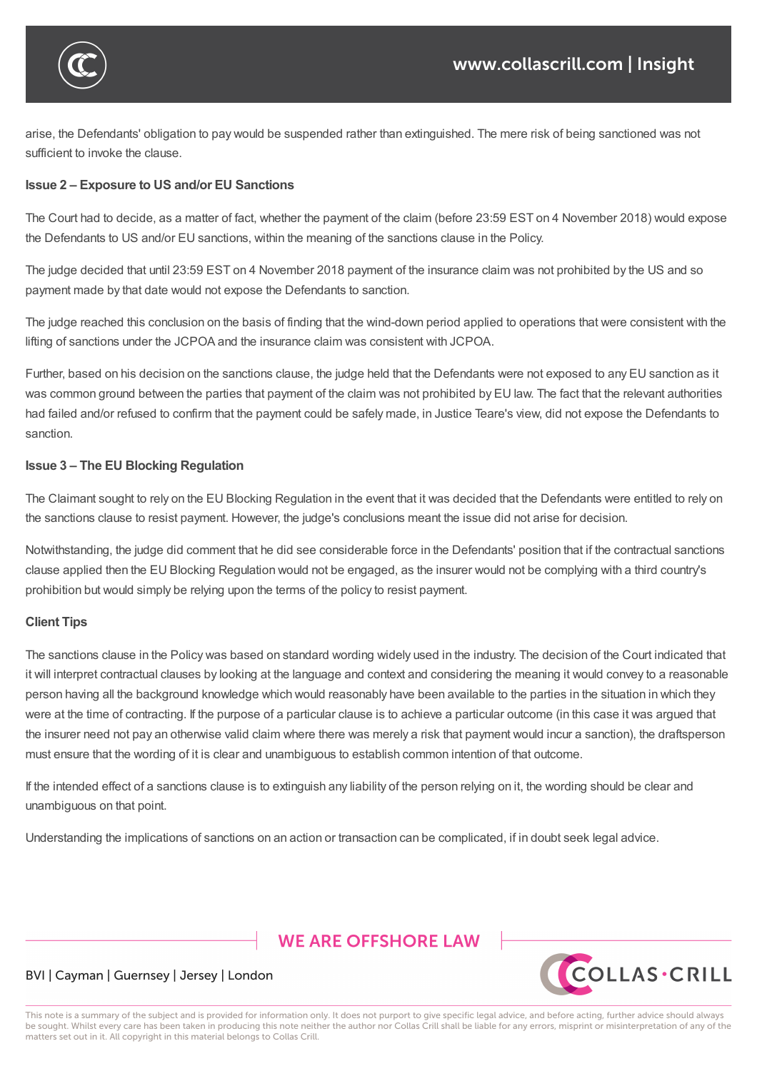arise, the Defendants' obligation to pay would be suspended rather than extinguished. The mere risk of being sanctioned was not sufficient to invoke the clause.

**Issue 2 – Exposure to US and/or EU Sanctions**

The Court had to decide, as a matter of fact, whether the payment of the claim (before 23:59 EST on 4 November 2018) would expose the Defendants to US and/or EU sanctions, within the meaning of the sanctions clause in the Policy.

The judge decided that until 23:59 EST on 4 November 2018 payment of the insurance claim was not prohibited by the US and so payment made by that date would not expose the Defendants to sanction.

The judge reached this conclusion on the basis of finding that the wind-down period applied to operations that were consistent with the lifting of sanctions under the JCPOA and the insurance claim was consistent with JCPOA.

Further, based on his decision on the sanctions clause, the judge held that the Defendants were not exposed to any EU sanction as it was common ground between the parties that payment of the claim was not prohibited by EU law. The fact that the relevant authorities had failed and/or refused to confirm that the payment could be safely made, in Justice Teare's view, did not expose the Defendants to sanction.

**Issue 3 – The EU Blocking Regulation**

The Claimant sought to rely on the EU Blocking Regulation in the event that it was decided that the Defendants were entitled to rely on the sanctions clause to resist payment. However, the judge's conclusions meant the issue did not arise for decision.

Notwithstanding, the judge did comment that he did see considerable force in the Defendants' position that if the contractual sanctions clause applied then the EU Blocking Regulation would not be engaged, as the insurer would not be complying with a third country's prohibition but would simply be relying upon the terms of the policy to resist payment.

**Client Tips**

The sanctions clause in the Policy was based on standard wording widely used in the industry. The decision of the Court indicated that it will interpret contractual clauses by looking at the language and context and considering the meaning it would convey to a reasonable person having all the background knowledge which would reasonably have been available to the parties in the situation in which they were at the time of contracting. If the purpose of a particular clause is to achieve a particular outcome (in this case it was argued that the insurer need not pay an otherwise valid claim where there was merely a risk that payment would incur a sanction), the draftsperson must ensure that the wording of it is clear and unambiguous to establish common intention of that outcome.

If the intended effect of a sanctions clause is to extinguish any liability of the person relying on it, the wording should be clear and unambiguous on that point.

Understanding the implications of sanctions on an action or transaction can be complicated, if in doubt seek legal advice.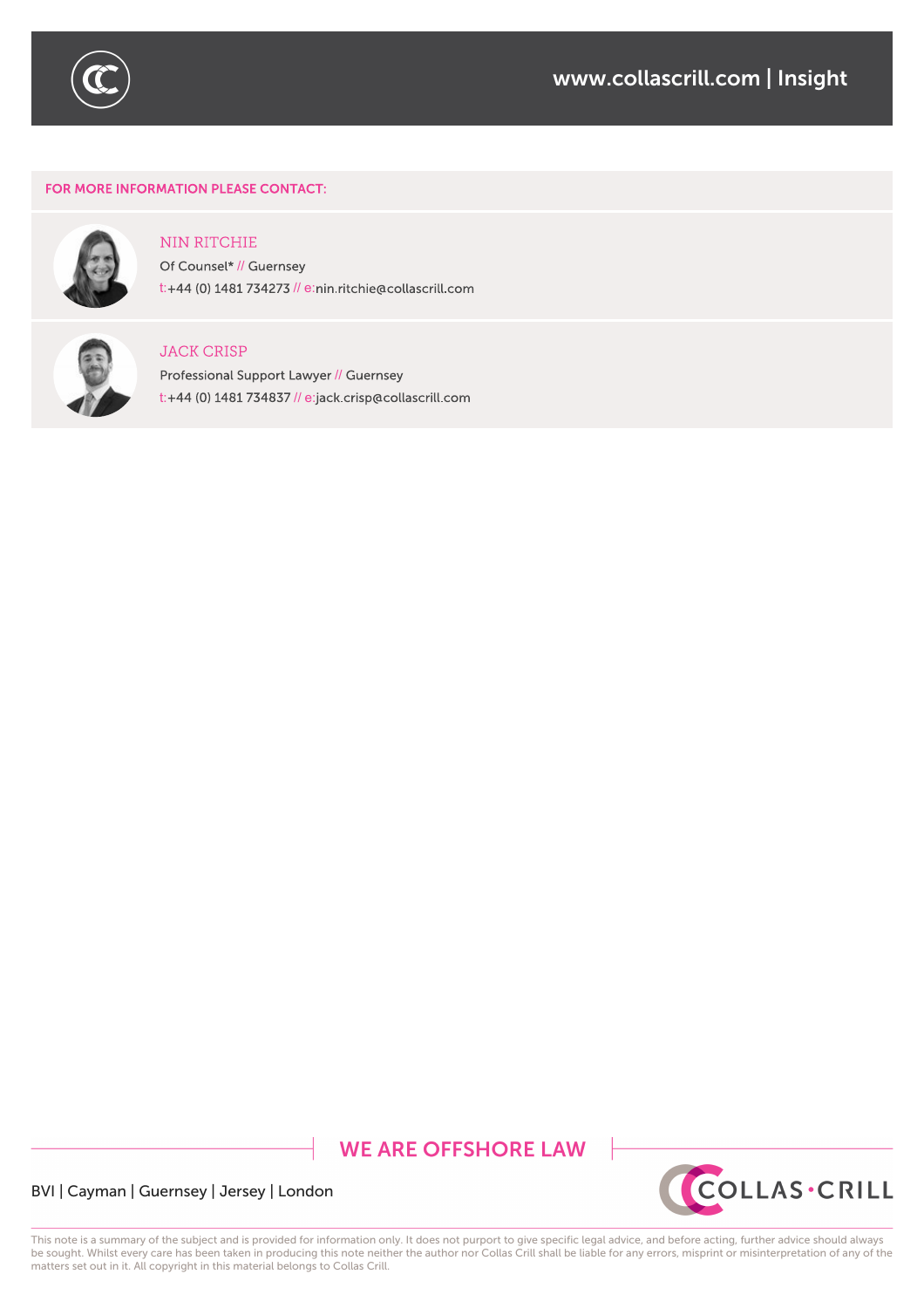**FOR MORE INFORMATION PLEASE CONTACT:**

**NIN RITCHIE**
Of Counsel* // Guernsey
t:+44 (0) 1481 734273 // e:nin.ritchie@collascrill.com

**JACK CRISP**
Professional Support Lawyer // Guernsey
t:+44 (0) 1481 734837 // e:jack.crisp@collascrill.com

## WE ARE OFFSHORE LAW

BVI | Cayman | Guernsey | Jersey | London

This note is a summary of the subject and is provided for information only. It does not purport to give specific legal advice, and before acting, further advice should always be sought. Whilst every care has been taken in producing this note neither the author nor Collas Crill shall be liable for any errors, misprint or misinterpretation of any of the matters set out in it. All copyright in this material belongs to Collas Crill.